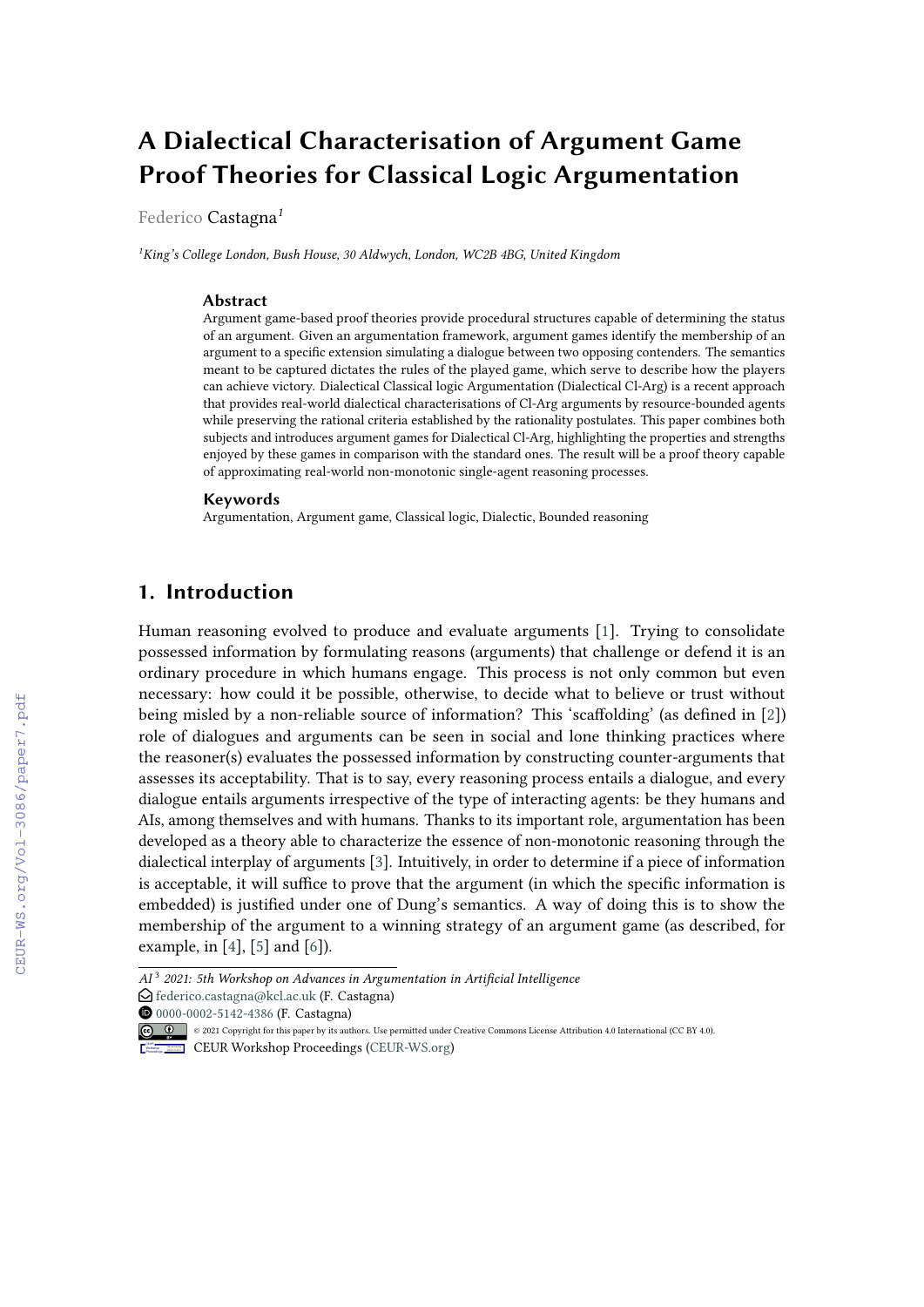# A Dialectical Characterisation of Argument Game Proof Theories for Classical Logic Argumentation

Federico Castagna[1]

[1]King's College London, Bush House, 30 Aldwych, London, WC2B 4BG, United Kingdom

### Abstract

Argument game-based proof theories provide procedural structures capable of determining the status of an argument. Given an argumentation framework, argument games identify the membership of an argument to a specific extension simulating a dialogue between two opposing contenders. The semantics meant to be captured dictates the rules of the played game, which serve to describe how the players can achieve victory. Dialectical Classical logic Argumentation (Dialectical Cl-Arg) is a recent approach that provides real-world dialectical characterisations of Cl-Arg arguments by resource-bounded agents while preserving the rational criteria established by the rationality postulates. This paper combines both subjects and introduces argument games for Dialectical Cl-Arg, highlighting the properties and strengths enjoyed by these games in comparison with the standard ones. The result will be a proof theory capable of approximating real-world non-monotonic single-agent reasoning processes.

### Keywords

Argumentation, Argument game, Classical logic, Dialectic, Bounded reasoning

## 1. Introduction

Human reasoning evolved to produce and evaluate arguments [1]. Trying to consolidate possessed information by formulating reasons (arguments) that challenge or defend it is an ordinary procedure in which humans engage. This process is not only common but even necessary: how could it be possible, otherwise, to decide what to believe or trust without being misled by a non-reliable source of information? This 'scaffolding' (as defined in [2]) role of dialogues and arguments can be seen in social and lone thinking practices where the reasoner(s) evaluates the possessed information by constructing counter-arguments that assesses its acceptability. That is to say, every reasoning process entails a dialogue, and every dialogue entails arguments irrespective of the type of interacting agents: be they humans and AIs, among themselves and with humans. Thanks to its important role, argumentation has been developed as a theory able to characterize the essence of non-monotonic reasoning through the dialectical interplay of arguments [3]. Intuitively, in order to determine if a piece of information is acceptable, it will suffice to prove that the argument (in which the specific information is embedded) is justified under one of Dung's semantics. A way of doing this is to show the membership of the argument to a winning strategy of an argument game (as described, for example, in [4], [5] and [6]).

---

*AI*[3] *2021: 5th Workshop on Advances in Argumentation in Artificial Intelligence*

federico.castagna@kcl.ac.uk (F. Castagna)

0000-0002-5142-4386 (F. Castagna)

© 2021 Copyright for this paper by its authors. Use permitted under Creative Commons License Attribution 4.0 International (CC BY 4.0).

CEUR Workshop Proceedings (CEUR-WS.org)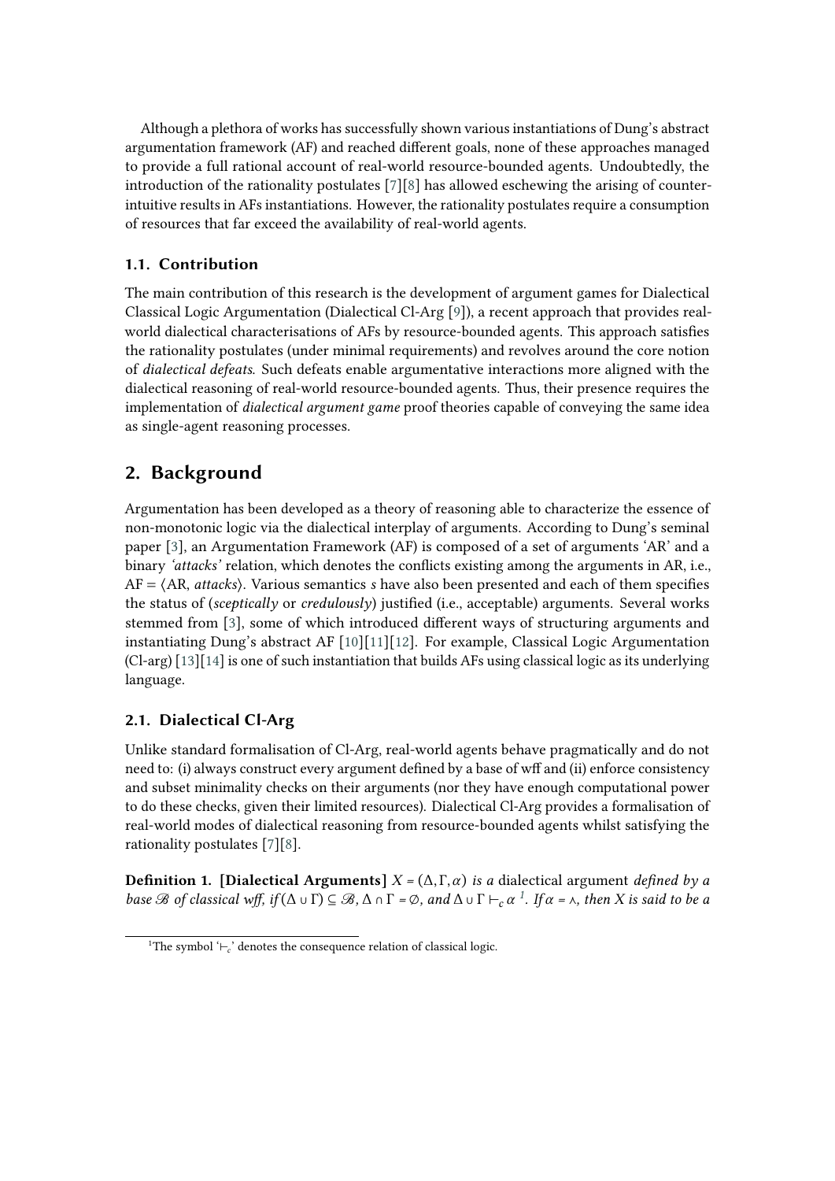Although a plethora of works has successfully shown various instantiations of Dung's abstract argumentation framework (AF) and reached different goals, none of these approaches managed to provide a full rational account of real-world resource-bounded agents. Undoubtedly, the introduction of the rationality postulates [7][8] has allowed eschewing the arising of counter-intuitive results in AFs instantiations. However, the rationality postulates require a consumption of resources that far exceed the availability of real-world agents.

### 1.1. Contribution

The main contribution of this research is the development of argument games for Dialectical Classical Logic Argumentation (Dialectical Cl-Arg [9]), a recent approach that provides real-world dialectical characterisations of AFs by resource-bounded agents. This approach satisfies the rationality postulates (under minimal requirements) and revolves around the core notion of *dialectical defeats*. Such defeats enable argumentative interactions more aligned with the dialectical reasoning of real-world resource-bounded agents. Thus, their presence requires the implementation of *dialectical argument game* proof theories capable of conveying the same idea as single-agent reasoning processes.

## 2. Background

Argumentation has been developed as a theory of reasoning able to characterize the essence of non-monotonic logic via the dialectical interplay of arguments. According to Dung's seminal paper [3], an Argumentation Framework (AF) is composed of a set of arguments 'AR' and a binary *'attacks'* relation, which denotes the conflicts existing among the arguments in AR, i.e., AF = ⟨AR, *attacks*⟩. Various semantics $s$ have also been presented and each of them specifies the status of (*sceptically* or *credulously*) justified (i.e., acceptable) arguments. Several works stemmed from [3], some of which introduced different ways of structuring arguments and instantiating Dung's abstract AF [10][11][12]. For example, Classical Logic Argumentation (Cl-arg) [13][14] is one of such instantiation that builds AFs using classical logic as its underlying language.

### 2.1. Dialectical Cl-Arg

Unlike standard formalisation of Cl-Arg, real-world agents behave pragmatically and do not need to: (i) always construct every argument defined by a base of wff and (ii) enforce consistency and subset minimality checks on their arguments (nor they have enough computational power to do these checks, given their limited resources). Dialectical Cl-Arg provides a formalisation of real-world modes of dialectical reasoning from resource-bounded agents whilst satisfying the rationality postulates [7][8].

**Definition 1. [Dialectical Arguments]** *$X = (\Delta, \Gamma, \alpha)$ is a* dialectical argument *defined by a base $\mathscr{B}$ of classical wff, if $(\Delta \cup \Gamma) \subseteq \mathscr{B}$, $\Delta \cap \Gamma = \emptyset$, and $\Delta \cup \Gamma \vdash_c \alpha$ [1]. If $\alpha = \wedge$, then $X$ is said to be a*

[1] The symbol '$\vdash_c$' denotes the consequence relation of classical logic.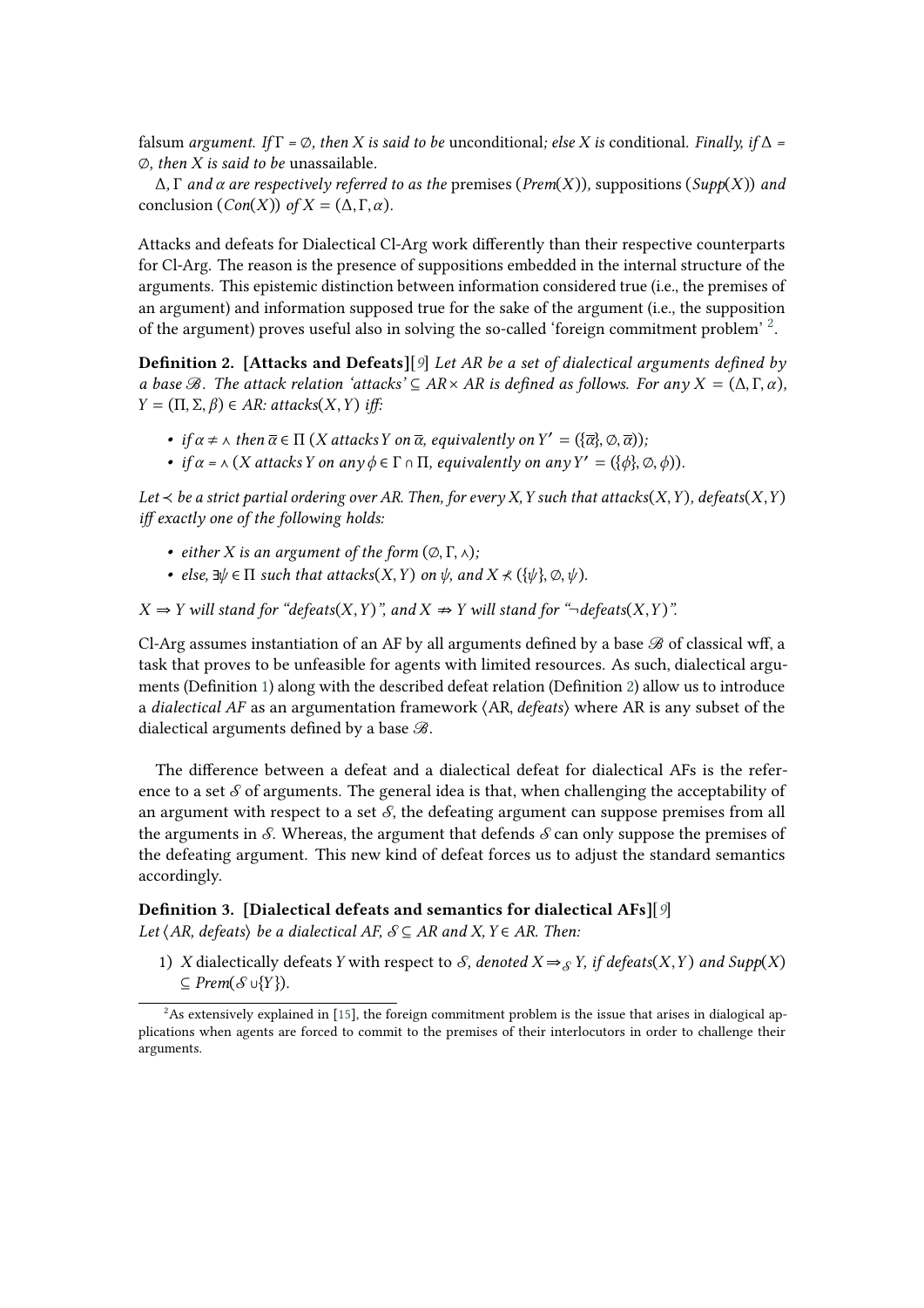falsum *argument. If* $\Gamma = \emptyset$*, then* $X$ *is said to be* unconditional*; else* $X$ *is* conditional*. Finally, if* $\Delta = \emptyset$*, then* $X$ *is said to be* unassailable*.*

$\Delta, \Gamma$ *and* $\alpha$ *are respectively referred to as the* premises *(*$Prem(X)$*),* suppositions *(*$Supp(X)$*) and* conclusion *(*$Con(X)$*) of* $X = (\Delta, \Gamma, \alpha)$*.*

Attacks and defeats for Dialectical Cl-Arg work differently than their respective counterparts for Cl-Arg. The reason is the presence of suppositions embedded in the internal structure of the arguments. This epistemic distinction between information considered true (i.e., the premises of an argument) and information supposed true for the sake of the argument (i.e., the supposition of the argument) proves useful also in solving the so-called 'foreign commitment problem' [2].

**Definition 2. [Attacks and Defeats]**[9] *Let AR be a set of dialectical arguments defined by a base* $\mathscr{B}$*. The attack relation 'attacks'* $\subseteq AR \times AR$ *is defined as follows. For any* $X = (\Delta, \Gamma, \alpha)$*,* $Y = (\Pi, \Sigma, \beta) \in AR$*: attacks*$(X, Y)$ *iff:*

- *if* $\alpha \neq \curlywedge$ *then* $\overline{\alpha} \in \Pi$ *(X attacks Y on* $\overline{\alpha}$*, equivalently on* $Y' = (\{\overline{\alpha}\}, \emptyset, \overline{\alpha})$*);*
- *if* $\alpha = \curlywedge$ *(X attacks Y on any* $\phi \in \Gamma \cap \Pi$*, equivalently on any* $Y' = (\{\phi\}, \emptyset, \phi)$*).*

*Let* $\prec$ *be a strict partial ordering over AR. Then, for every* $X, Y$ *such that attacks*$(X, Y)$*, defeats*$(X, Y)$ *iff exactly one of the following holds:*

- *either X is an argument of the form* $(\emptyset, \Gamma, \curlywedge)$*;*
- *else,* $\exists \psi \in \Pi$ *such that attacks*$(X, Y)$ *on* $\psi$*, and* $X \nprec (\{\psi\}, \emptyset, \psi)$*.*

$X \Rightarrow Y$ *will stand for "defeats*$(X, Y)$*", and* $X \nRightarrow Y$ *will stand for "*$\neg$*defeats*$(X, Y)$*".*

Cl-Arg assumes instantiation of an AF by all arguments defined by a base $\mathscr{B}$ of classical wff, a task that proves to be unfeasible for agents with limited resources. As such, dialectical arguments (Definition 1) along with the described defeat relation (Definition 2) allow us to introduce a *dialectical AF* as an argumentation framework $\langle$AR, *defeats*$\rangle$ where AR is any subset of the dialectical arguments defined by a base $\mathscr{B}$.

The difference between a defeat and a dialectical defeat for dialectical AFs is the reference to a set $\mathcal{S}$ of arguments. The general idea is that, when challenging the acceptability of an argument with respect to a set $\mathcal{S}$, the defeating argument can suppose premises from all the arguments in $\mathcal{S}$. Whereas, the argument that defends $\mathcal{S}$ can only suppose the premises of the defeating argument. This new kind of defeat forces us to adjust the standard semantics accordingly.

**Definition 3. [Dialectical defeats and semantics for dialectical AFs]**[9]
*Let* $\langle$*AR, defeats*$\rangle$ *be a dialectical AF,* $\mathcal{S} \subseteq AR$ *and* $X, Y \in AR$*. Then:*

1) *X* dialectically defeats *Y* with respect to $\mathcal{S}$*, denoted* $X \Rightarrow_{\mathcal{S}} Y$*, if defeats*$(X, Y)$ *and* $Supp(X) \subseteq Prem(\mathcal{S} \cup \{Y\})$*.*

[2] As extensively explained in [15], the foreign commitment problem is the issue that arises in dialogical applications when agents are forced to commit to the premises of their interlocutors in order to challenge their arguments.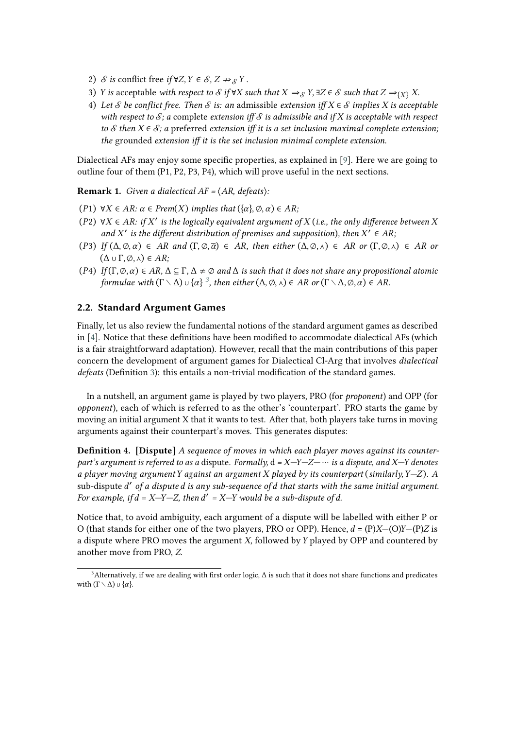2) $\mathcal{S}$ *is* conflict free *if* $\forall Z, Y \in \mathcal{S}$, $Z \not\Rightarrow_{\mathcal{S}} Y$.
3) *Y is* acceptable *with respect to* $\mathcal{S}$ *if* $\forall X$ *such that* $X \Rightarrow_{\mathcal{S}} Y$, $\exists Z \in \mathcal{S}$ *such that* $Z \Rightarrow_{\{X\}} X$.
4) *Let* $\mathcal{S}$ *be conflict free. Then* $\mathcal{S}$ *is: an* admissible *extension iff* $X \in \mathcal{S}$ *implies X is acceptable with respect to* $\mathcal{S}$*; a* complete *extension iff* $\mathcal{S}$ *is admissible and if X is acceptable with respect to* $\mathcal{S}$ *then* $X \in \mathcal{S}$*; a* preferred *extension iff it is a set inclusion maximal complete extension; the* grounded *extension iff it is the set inclusion minimal complete extension.*

Dialectical AFs may enjoy some specific properties, as explained in [9]. Here we are going to outline four of them (P1, P2, P3, P4), which will prove useful in the next sections.

**Remark 1.** *Given a dialectical AF =* $\langle AR, defeats \rangle$*:*

($P1$) $\forall X \in AR$*:* $\alpha \in Prem(X)$ *implies that* $(\{\alpha\}, \emptyset, \alpha) \in AR$*;*

($P2$) $\forall X \in AR$*: if* $X'$ *is the logically equivalent argument of X (i.e., the only difference between X and* $X'$ *is the different distribution of premises and supposition), then* $X' \in AR$*;*

($P3$) *If* $(\Delta, \emptyset, \alpha) \in AR$ *and* $(\Gamma, \emptyset, \overline{\alpha}) \in AR$*, then either* $(\Delta, \emptyset, \curlywedge) \in AR$ *or* $(\Gamma, \emptyset, \curlywedge) \in AR$ *or* $(\Delta \cup \Gamma, \emptyset, \curlywedge) \in AR$*;*

($P4$) *If* $(\Gamma, \emptyset, \alpha) \in AR$*,* $\Delta \subseteq \Gamma$*,* $\Delta \neq \emptyset$ *and* $\Delta$ *is such that it does not share any propositional atomic formulae with* $(\Gamma \setminus \Delta) \cup \{\alpha\}$ [3]*, then either* $(\Delta, \emptyset, \curlywedge) \in AR$ *or* $(\Gamma \setminus \Delta, \emptyset, \alpha) \in AR$*.*

## 2.2. Standard Argument Games

Finally, let us also review the fundamental notions of the standard argument games as described in [4]. Notice that these definitions have been modified to accommodate dialectical AFs (which is a fair straightforward adaptation). However, recall that the main contributions of this paper concern the development of argument games for Dialectical Cl-Arg that involves *dialectical defeats* (Definition 3): this entails a non-trivial modification of the standard games.

In a nutshell, an argument game is played by two players, PRO (for *proponent*) and OPP (for *opponent*), each of which is referred to as the other's 'counterpart'. PRO starts the game by moving an initial argument X that it wants to test. After that, both players take turns in moving arguments against their counterpart's moves. This generates disputes:

**Definition 4. [Dispute]** *A sequence of moves in which each player moves against its counterpart's argument is referred to as a* dispute*. Formally,* d = X—Y—Z— ⋯ *is a dispute, and X—Y denotes a player moving argument Y against an argument X played by its counterpart (similarly, Y—Z). A* sub-dispute $d'$ *of a dispute d is any sub-sequence of d that starts with the same initial argument. For example, if d = X—Y—Z, then* $d'$ *= X—Y would be a sub-dispute of d.*

Notice that, to avoid ambiguity, each argument of a dispute will be labelled with either P or O (that stands for either one of the two players, PRO or OPP). Hence, *d* = (P)*X*—(O)*Y*—(P)*Z* is a dispute where PRO moves the argument *X*, followed by *Y* played by OPP and countered by another move from PRO, *Z*.

[3] Alternatively, if we are dealing with first order logic, $\Delta$ is such that it does not share functions and predicates with $(\Gamma \setminus \Delta) \cup \{\alpha\}$.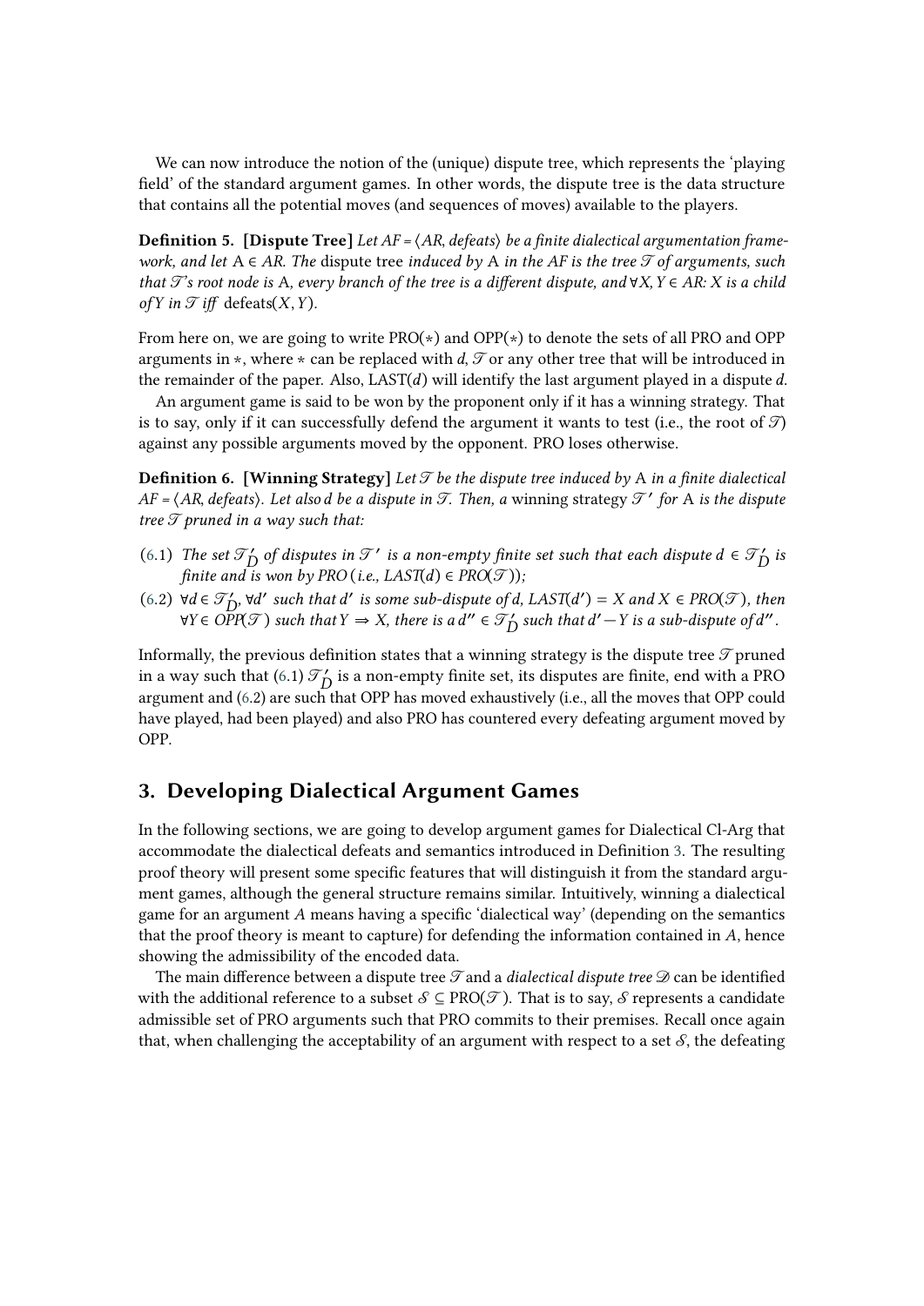We can now introduce the notion of the (unique) dispute tree, which represents the 'playing field' of the standard argument games. In other words, the dispute tree is the data structure that contains all the potential moves (and sequences of moves) available to the players.

**Definition 5. [Dispute Tree]** *Let $AF = \langle AR, defeats \rangle$ be a finite dialectical argumentation framework, and let $\mathrm{A} \in AR$. The* dispute tree *induced by* A *in the AF is the tree $\mathcal{T}$ of arguments, such that $\mathcal{T}$'s root node is* A*, every branch of the tree is a different dispute, and $\forall X, Y \in AR$: $X$ is a child of $Y$ in $\mathcal{T}$ iff* defeats$(X, Y)$.

From here on, we are going to write PRO$(*)$ and OPP$(*)$ to denote the sets of all PRO and OPP arguments in $*$, where $*$ can be replaced with $d$, $\mathcal{T}$ or any other tree that will be introduced in the remainder of the paper. Also, LAST$(d)$ will identify the last argument played in a dispute $d$.

An argument game is said to be won by the proponent only if it has a winning strategy. That is to say, only if it can successfully defend the argument it wants to test (i.e., the root of $\mathcal{T}$) against any possible arguments moved by the opponent. PRO loses otherwise.

**Definition 6. [Winning Strategy]** *Let $\mathcal{T}$ be the dispute tree induced by* A *in a finite dialectical $AF = \langle AR, defeats \rangle$. Let also $d$ be a dispute in $\mathcal{T}$. Then, a* winning strategy *$\mathcal{T}'$ for* A *is the dispute tree $\mathcal{T}$ pruned in a way such that:*

(6.1) *The set $\mathcal{T}'_D$ of disputes in $\mathcal{T}'$ is a non-empty finite set such that each dispute $d \in \mathcal{T}'_D$ is finite and is won by PRO (i.e., $LAST(d) \in PRO(\mathcal{T})$);*

(6.2) *$\forall d \in \mathcal{T}'_D$, $\forall d'$ such that $d'$ is some sub-dispute of $d$, $LAST(d') = X$ and $X \in PRO(\mathcal{T})$, then $\forall Y \in OPP(\mathcal{T})$ such that $Y \Rightarrow X$, there is a $d'' \in \mathcal{T}'_D$ such that $d' - Y$ is a sub-dispute of $d''$.*

Informally, the previous definition states that a winning strategy is the dispute tree $\mathcal{T}$ pruned in a way such that (6.1) $\mathcal{T}'_D$ is a non-empty finite set, its disputes are finite, end with a PRO argument and (6.2) are such that OPP has moved exhaustively (i.e., all the moves that OPP could have played, had been played) and also PRO has countered every defeating argument moved by OPP.

## 3. Developing Dialectical Argument Games

In the following sections, we are going to develop argument games for Dialectical Cl-Arg that accommodate the dialectical defeats and semantics introduced in Definition 3. The resulting proof theory will present some specific features that will distinguish it from the standard argument games, although the general structure remains similar. Intuitively, winning a dialectical game for an argument $A$ means having a specific 'dialectical way' (depending on the semantics that the proof theory is meant to capture) for defending the information contained in $A$, hence showing the admissibility of the encoded data.

The main difference between a dispute tree $\mathcal{T}$ and a *dialectical dispute tree* $\mathcal{D}$ can be identified with the additional reference to a subset $\mathcal{S} \subseteq \text{PRO}(\mathcal{T})$. That is to say, $\mathcal{S}$ represents a candidate admissible set of PRO arguments such that PRO commits to their premises. Recall once again that, when challenging the acceptability of an argument with respect to a set $\mathcal{S}$, the defeating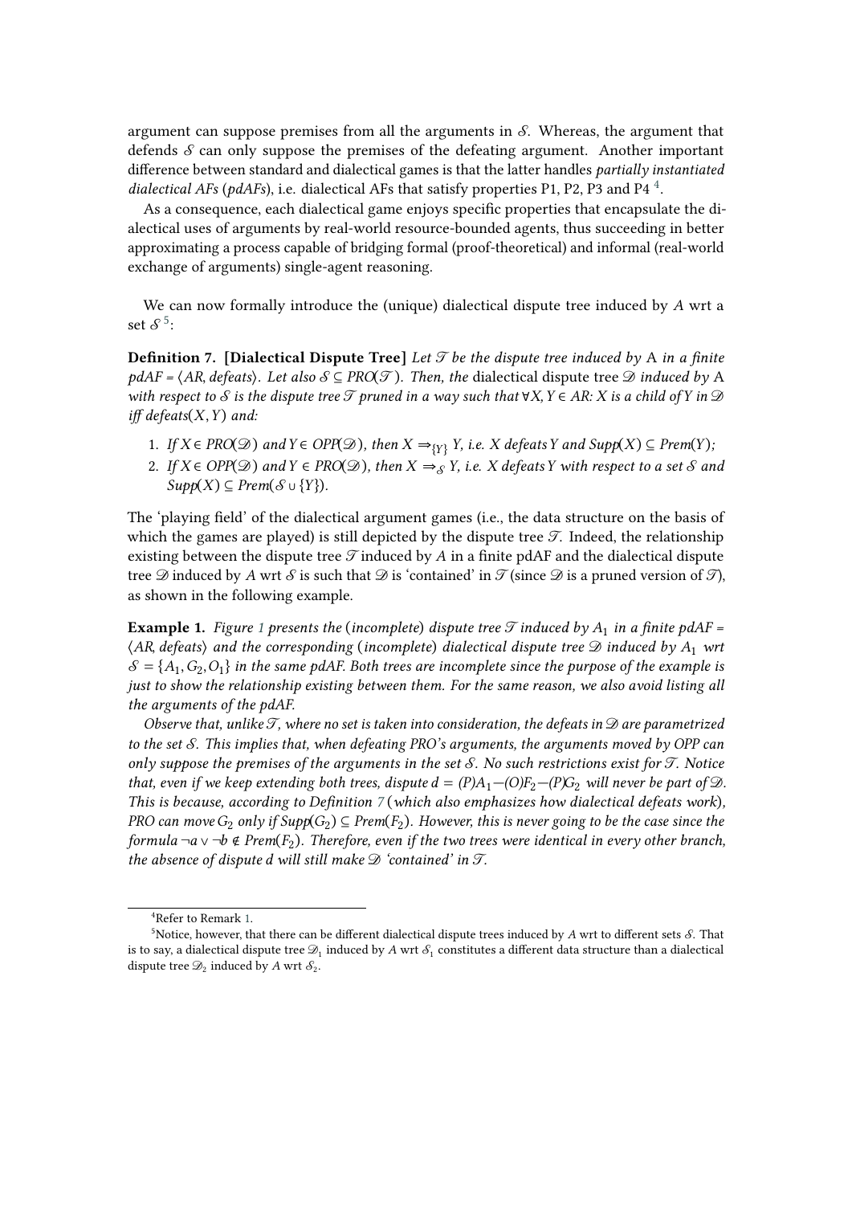argument can suppose premises from all the arguments in $\mathcal{S}$. Whereas, the argument that defends $\mathcal{S}$ can only suppose the premises of the defeating argument. Another important difference between standard and dialectical games is that the latter handles *partially instantiated dialectical AFs* (*pdAFs*), i.e. dialectical AFs that satisfy properties P1, P2, P3 and P4 [4].

As a consequence, each dialectical game enjoys specific properties that encapsulate the dialectical uses of arguments by real-world resource-bounded agents, thus succeeding in better approximating a process capable of bridging formal (proof-theoretical) and informal (real-world exchange of arguments) single-agent reasoning.

We can now formally introduce the (unique) dialectical dispute tree induced by $A$ wrt a set $\mathcal{S}$ [5]:

**Definition 7. [Dialectical Dispute Tree]** *Let $\mathcal{T}$ be the dispute tree induced by* A *in a finite pdAF = $\langle AR, defeats\rangle$. Let also $\mathcal{S} \subseteq PRO(\mathcal{T})$. Then, the* dialectical dispute tree $\mathcal{D}$ *induced by* A *with respect to $\mathcal{S}$ is the dispute tree $\mathcal{T}$ pruned in a way such that $\forall X, Y \in AR$: $X$ is a child of $Y$ in $\mathcal{D}$ iff $defeats(X, Y)$ and:*

1. *If $X \in PRO(\mathcal{D})$ and $Y \in OPP(\mathcal{D})$, then $X \Rightarrow_{\{Y\}} Y$, i.e. $X$ defeats $Y$ and $Supp(X) \subseteq Prem(Y)$;*
2. *If $X \in OPP(\mathcal{D})$ and $Y \in PRO(\mathcal{D})$, then $X \Rightarrow_{\mathcal{S}} Y$, i.e. $X$ defeats $Y$ with respect to a set $\mathcal{S}$ and $Supp(X) \subseteq Prem(\mathcal{S} \cup \{Y\})$.*

The 'playing field' of the dialectical argument games (i.e., the data structure on the basis of which the games are played) is still depicted by the dispute tree $\mathcal{T}$. Indeed, the relationship existing between the dispute tree $\mathcal{T}$ induced by $A$ in a finite pdAF and the dialectical dispute tree $\mathcal{D}$ induced by $A$ wrt $\mathcal{S}$ is such that $\mathcal{D}$ is 'contained' in $\mathcal{T}$ (since $\mathcal{D}$ is a pruned version of $\mathcal{T}$), as shown in the following example.

**Example 1.** *Figure 1 presents the (incomplete) dispute tree $\mathcal{T}$ induced by $A_1$ in a finite pdAF = $\langle AR, defeats\rangle$ and the corresponding (incomplete) dialectical dispute tree $\mathcal{D}$ induced by $A_1$ wrt $\mathcal{S} = \{A_1, G_2, O_1\}$ in the same pdAF. Both trees are incomplete since the purpose of the example is just to show the relationship existing between them. For the same reason, we also avoid listing all the arguments of the pdAF.*

*Observe that, unlike $\mathcal{T}$, where no set is taken into consideration, the defeats in $\mathcal{D}$ are parametrized to the set $\mathcal{S}$. This implies that, when defeating PRO's arguments, the arguments moved by OPP can only suppose the premises of the arguments in the set $\mathcal{S}$. No such restrictions exist for $\mathcal{T}$. Notice that, even if we keep extending both trees, dispute $d = (P)A_1-(O)F_2-(P)G_2$ will never be part of $\mathcal{D}$. This is because, according to Definition 7 (which also emphasizes how dialectical defeats work), PRO can move $G_2$ only if $Supp(G_2) \subseteq Prem(F_2)$. However, this is never going to be the case since the formula $\neg a \vee \neg b \notin Prem(F_2)$. Therefore, even if the two trees were identical in every other branch, the absence of dispute $d$ will still make $\mathcal{D}$ 'contained' in $\mathcal{T}$.*

[4] Refer to Remark 1.

[5] Notice, however, that there can be different dialectical dispute trees induced by $A$ wrt to different sets $\mathcal{S}$. That is to say, a dialectical dispute tree $\mathcal{D}_1$ induced by $A$ wrt $\mathcal{S}_1$ constitutes a different data structure than a dialectical dispute tree $\mathcal{D}_2$ induced by $A$ wrt $\mathcal{S}_2$.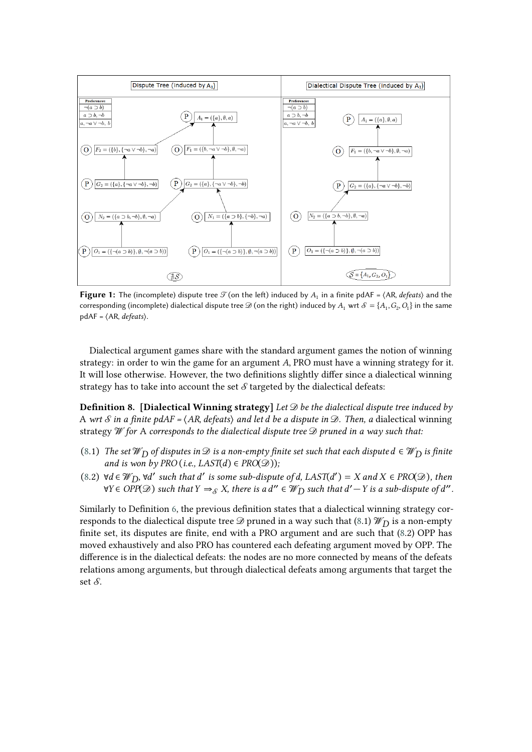Figure 1: The (incomplete) dispute tree $\mathscr{T}$ (on the left) induced by $A_1$ in a finite pdAF = ⟨AR, *defeats*⟩ and the corresponding (incomplete) dialectical dispute tree $\mathscr{D}$ (on the right) induced by $A_1$ wrt $\mathscr{S} = \{A_1, G_2, O_1\}$ in the same pdAF = ⟨AR, *defeats*⟩.

Dialectical argument games share with the standard argument games the notion of winning strategy: in order to win the game for an argument $A$, PRO must have a winning strategy for it. It will lose otherwise. However, the two definitions slightly differ since a dialectical winning strategy has to take into account the set $\mathscr{S}$ targeted by the dialectical defeats:

**Definition 8. [Dialectical Winning strategy]** *Let $\mathscr{D}$ be the dialectical dispute tree induced by* A *wrt $\mathscr{S}$ in a finite pdAF = ⟨AR, defeats⟩ and let d be a dispute in $\mathscr{D}$. Then, a* dialectical winning strategy *$\mathscr{W}$ for* A *corresponds to the dialectical dispute tree $\mathscr{D}$ pruned in a way such that:*

- (8.1) *The set $\mathscr{W}_D$ of disputes in $\mathscr{D}$ is a non-empty finite set such that each dispute $d \in \mathscr{W}_D$ is finite and is won by PRO (i.e., $LAST(d) \in PRO(\mathscr{D})$);*
- (8.2) *$\forall d \in \mathscr{W}_D$, $\forall d'$ such that $d'$ is some sub-dispute of $d$, $LAST(d') = X$ and $X \in PRO(\mathscr{D})$, then $\forall Y \in OPP(\mathscr{D})$ such that $Y \Rightarrow_{\mathscr{S}} X$, there is a $d'' \in \mathscr{W}_D$ such that $d' - Y$ is a sub-dispute of $d''$.*

Similarly to Definition 6, the previous definition states that a dialectical winning strategy corresponds to the dialectical dispute tree $\mathscr{D}$ pruned in a way such that (8.1) $\mathscr{W}_D$ is a non-empty finite set, its disputes are finite, end with a PRO argument and are such that (8.2) OPP has moved exhaustively and also PRO has countered each defeating argument moved by OPP. The difference is in the dialectical defeats: the nodes are no more connected by means of the defeats relations among arguments, but through dialectical defeats among arguments that target the set $\mathscr{S}$.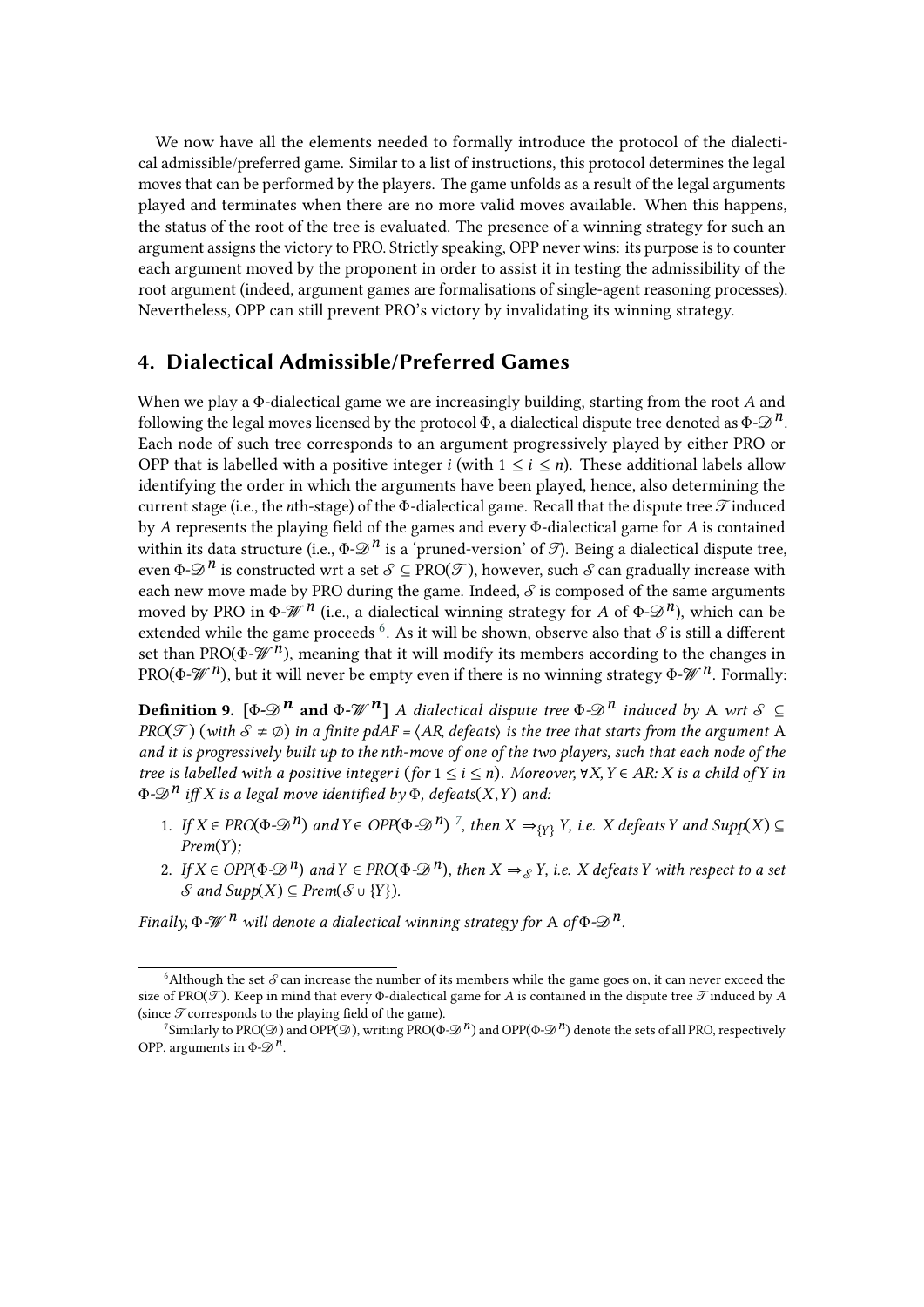We now have all the elements needed to formally introduce the protocol of the dialectical admissible/preferred game. Similar to a list of instructions, this protocol determines the legal moves that can be performed by the players. The game unfolds as a result of the legal arguments played and terminates when there are no more valid moves available. When this happens, the status of the root of the tree is evaluated. The presence of a winning strategy for such an argument assigns the victory to PRO. Strictly speaking, OPP never wins: its purpose is to counter each argument moved by the proponent in order to assist it in testing the admissibility of the root argument (indeed, argument games are formalisations of single-agent reasoning processes). Nevertheless, OPP can still prevent PRO's victory by invalidating its winning strategy.

## 4. Dialectical Admissible/Preferred Games

When we play a Φ-dialectical game we are increasingly building, starting from the root $A$ and following the legal moves licensed by the protocol Φ, a dialectical dispute tree denoted as $\Phi\text{-}\mathscr{D}^n$. Each node of such tree corresponds to an argument progressively played by either PRO or OPP that is labelled with a positive integer $i$ (with $1 \leq i \leq n$). These additional labels allow identifying the order in which the arguments have been played, hence, also determining the current stage (i.e., the $n$th-stage) of the Φ-dialectical game. Recall that the dispute tree $\mathscr{T}$ induced by $A$ represents the playing field of the games and every Φ-dialectical game for $A$ is contained within its data structure (i.e., $\Phi\text{-}\mathscr{D}^n$ is a 'pruned-version' of $\mathscr{T}$). Being a dialectical dispute tree, even $\Phi\text{-}\mathscr{D}^n$ is constructed wrt a set $\mathcal{S} \subseteq \text{PRO}(\mathscr{T})$, however, such $\mathcal{S}$ can gradually increase with each new move made by PRO during the game. Indeed, $\mathcal{S}$ is composed of the same arguments moved by PRO in $\Phi\text{-}\mathscr{W}^n$ (i.e., a dialectical winning strategy for $A$ of $\Phi\text{-}\mathscr{D}^n$), which can be extended while the game proceeds [6]. As it will be shown, observe also that $\mathcal{S}$ is still a different set than $\text{PRO}(\Phi\text{-}\mathscr{W}^n)$, meaning that it will modify its members according to the changes in $\text{PRO}(\Phi\text{-}\mathscr{W}^n)$, but it will never be empty even if there is no winning strategy $\Phi\text{-}\mathscr{W}^n$. Formally:

**Definition 9. [$\Phi\text{-}\mathscr{D}^n$ and $\Phi\text{-}\mathscr{W}^n$]** *A dialectical dispute tree $\Phi\text{-}\mathscr{D}^n$ induced by* A *wrt $\mathcal{S} \subseteq$ PRO($\mathscr{T}$) (with $\mathcal{S} \neq \emptyset$) in a finite pdAF = $\langle AR, defeats\rangle$ is the tree that starts from the argument* A *and it is progressively built up to the nth-move of one of the two players, such that each node of the tree is labelled with a positive integer i (for $1 \leq i \leq n$). Moreover, $\forall X, Y \in AR$: X is a child of Y in $\Phi\text{-}\mathscr{D}^n$ iff X is a legal move identified by Φ, $defeats(X, Y)$ and:*

1. *If $X \in PRO(\Phi\text{-}\mathscr{D}^n)$ and $Y \in OPP(\Phi\text{-}\mathscr{D}^n)$ [7], then $X \Rightarrow_{\{Y\}} Y$, i.e. X defeats Y and $Supp(X) \subseteq Prem(Y)$;*
2. *If $X \in OPP(\Phi\text{-}\mathscr{D}^n)$ and $Y \in PRO(\Phi\text{-}\mathscr{D}^n)$, then $X \Rightarrow_{\mathcal{S}} Y$, i.e. X defeats Y with respect to a set $\mathcal{S}$ and $Supp(X) \subseteq Prem(\mathcal{S} \cup \{Y\})$.*

*Finally, $\Phi\text{-}\mathscr{W}^n$ will denote a dialectical winning strategy for* A *of $\Phi\text{-}\mathscr{D}^n$.*

---

[6] Although the set $\mathcal{S}$ can increase the number of its members while the game goes on, it can never exceed the size of PRO($\mathscr{T}$). Keep in mind that every Φ-dialectical game for $A$ is contained in the dispute tree $\mathscr{T}$ induced by $A$ (since $\mathscr{T}$ corresponds to the playing field of the game).

[7] Similarly to PRO($\mathscr{D}$) and OPP($\mathscr{D}$), writing $\text{PRO}(\Phi\text{-}\mathscr{D}^n)$ and $\text{OPP}(\Phi\text{-}\mathscr{D}^n)$ denote the sets of all PRO, respectively OPP, arguments in $\Phi\text{-}\mathscr{D}^n$.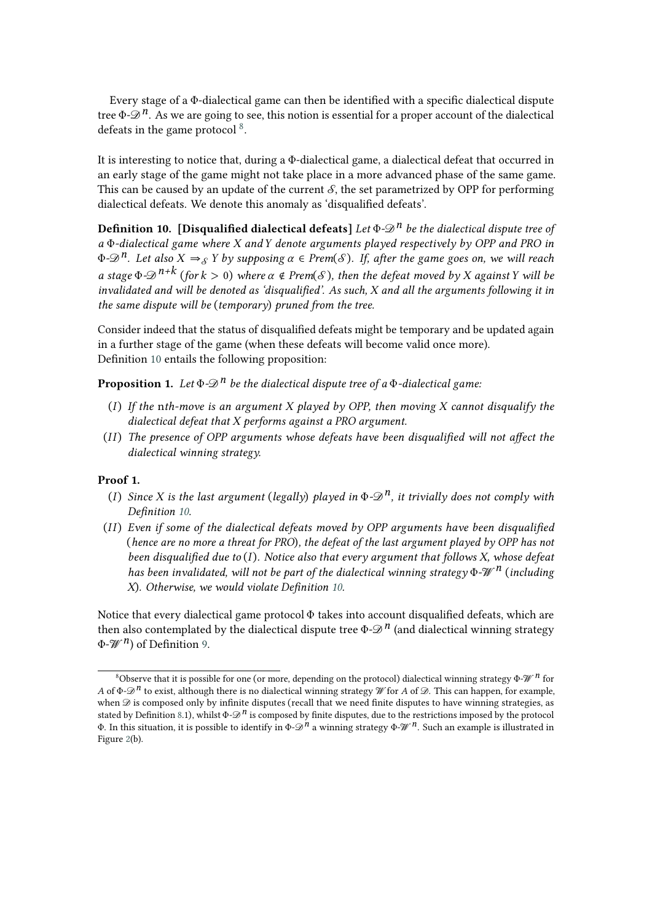Every stage of a Φ-dialectical game can then be identified with a specific dialectical dispute tree $\Phi\text{-}\mathscr{D}^n$. As we are going to see, this notion is essential for a proper account of the dialectical defeats in the game protocol [8].

It is interesting to notice that, during a Φ-dialectical game, a dialectical defeat that occurred in an early stage of the game might not take place in a more advanced phase of the same game. This can be caused by an update of the current $\mathcal{S}$, the set parametrized by OPP for performing dialectical defeats. We denote this anomaly as 'disqualified defeats'.

**Definition 10. [Disqualified dialectical defeats]** *Let $\Phi\text{-}\mathscr{D}^n$ be the dialectical dispute tree of a Φ-dialectical game where X and Y denote arguments played respectively by OPP and PRO in $\Phi\text{-}\mathscr{D}^n$. Let also $X \Rightarrow_{\mathcal{S}} Y$ by supposing $\alpha \in Prem(\mathcal{S})$. If, after the game goes on, we will reach a stage $\Phi\text{-}\mathscr{D}^{n+k}$ (for $k > 0$) where $\alpha \notin Prem(\mathcal{S})$, then the defeat moved by X against Y will be invalidated and will be denoted as 'disqualified'. As such, X and all the arguments following it in the same dispute will be (temporary) pruned from the tree.*

Consider indeed that the status of disqualified defeats might be temporary and be updated again in a further stage of the game (when these defeats will become valid once more).
Definition 10 entails the following proposition:

**Proposition 1.** *Let $\Phi\text{-}\mathscr{D}^n$ be the dialectical dispute tree of a Φ-dialectical game:*

- (*I*) *If the* n*th-move is an argument X played by OPP, then moving X cannot disqualify the dialectical defeat that X performs against a PRO argument.*
- (*II*) *The presence of OPP arguments whose defeats have been disqualified will not affect the dialectical winning strategy.*

**Proof 1.**

- (*I*) *Since X is the last argument (legally) played in $\Phi\text{-}\mathscr{D}^n$, it trivially does not comply with Definition 10.*
- (*II*) *Even if some of the dialectical defeats moved by OPP arguments have been disqualified (hence are no more a threat for PRO), the defeat of the last argument played by OPP has not been disqualified due to (I). Notice also that every argument that follows X, whose defeat has been invalidated, will not be part of the dialectical winning strategy $\Phi\text{-}\mathscr{W}^n$ (including X). Otherwise, we would violate Definition 10.*

Notice that every dialectical game protocol Φ takes into account disqualified defeats, which are then also contemplated by the dialectical dispute tree $\Phi\text{-}\mathscr{D}^n$ (and dialectical winning strategy $\Phi\text{-}\mathscr{W}^n$) of Definition 9.

[8] Observe that it is possible for one (or more, depending on the protocol) dialectical winning strategy $\Phi\text{-}\mathscr{W}^n$ for $A$ of $\Phi\text{-}\mathscr{D}^n$ to exist, although there is no dialectical winning strategy $\mathscr{W}$ for $A$ of $\mathscr{D}$. This can happen, for example, when $\mathscr{D}$ is composed only by infinite disputes (recall that we need finite disputes to have winning strategies, as stated by Definition 8.1), whilst $\Phi\text{-}\mathscr{D}^n$ is composed by finite disputes, due to the restrictions imposed by the protocol Φ. In this situation, it is possible to identify in $\Phi\text{-}\mathscr{D}^n$ a winning strategy $\Phi\text{-}\mathscr{W}^n$. Such an example is illustrated in Figure 2(b).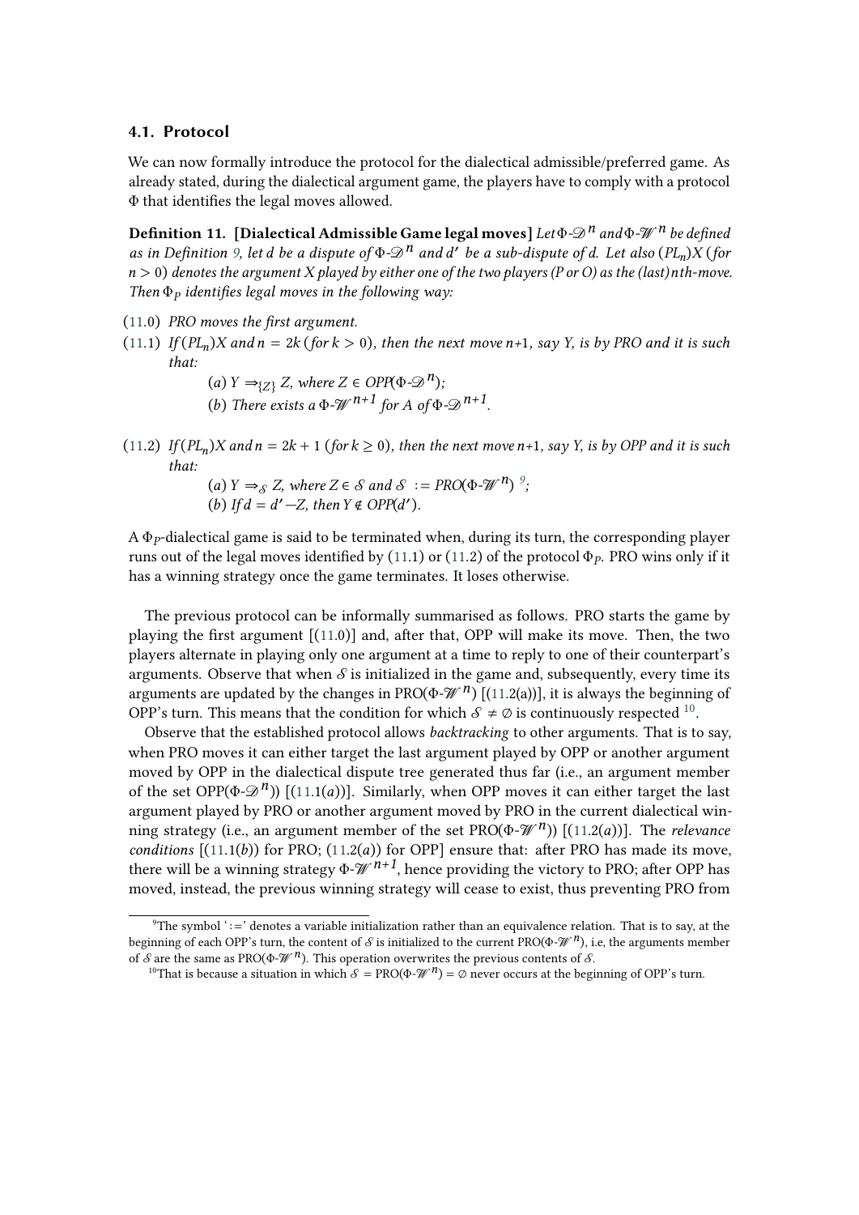### 4.1. Protocol

We can now formally introduce the protocol for the dialectical admissible/preferred game. As already stated, during the dialectical argument game, the players have to comply with a protocol $\Phi$ that identifies the legal moves allowed.

**Definition 11. [Dialectical Admissible Game legal moves]** *Let $\Phi$-$\mathscr{D}^n$ and $\Phi$-$\mathscr{W}^n$ be defined as in Definition 9, let $d$ be a dispute of $\Phi$-$\mathscr{D}^n$ and $d'$ be a sub-dispute of $d$. Let also $(PL_n)X$ (for $n > 0$) denotes the argument $X$ played by either one of the two players (P or O) as the (last) nth-move. Then $\Phi_P$ identifies legal moves in the following way:*

(11.0) *PRO moves the first argument.*

(11.1) *If $(PL_n)X$ and $n = 2k$ (for $k > 0$), then the next move n+1, say Y, is by PRO and it is such that:*

  (*a*) *$Y \Rightarrow_{\{Z\}} Z$, where $Z \in OPP(\Phi$-$\mathscr{D}^n)$;*

  (*b*) *There exists a $\Phi$-$\mathscr{W}^{n+1}$ for A of $\Phi$-$\mathscr{D}^{n+1}$.*

(11.2) *If $(PL_n)X$ and $n = 2k + 1$ (for $k \geq 0$), then the next move n+1, say Y, is by OPP and it is such that:*

  (*a*) *$Y \Rightarrow_{\mathcal{S}} Z$, where $Z \in \mathcal{S}$ and $\mathcal{S} := PRO(\Phi$-$\mathscr{W}^n)$* [9]*;*

  (*b*) *If $d = d' - Z$, then $Y \notin OPP(d')$.*

A $\Phi_P$-dialectical game is said to be terminated when, during its turn, the corresponding player runs out of the legal moves identified by (11.1) or (11.2) of the protocol $\Phi_P$. PRO wins only if it has a winning strategy once the game terminates. It loses otherwise.

The previous protocol can be informally summarised as follows. PRO starts the game by playing the first argument [(11.0)] and, after that, OPP will make its move. Then, the two players alternate in playing only one argument at a time to reply to one of their counterpart's arguments. Observe that when $\mathcal{S}$ is initialized in the game and, subsequently, every time its arguments are updated by the changes in PRO($\Phi$-$\mathscr{W}^n$) [(11.2(a))], it is always the beginning of OPP's turn. This means that the condition for which $\mathcal{S} \neq \emptyset$ is continuously respected [10].

Observe that the established protocol allows *backtracking* to other arguments. That is to say, when PRO moves it can either target the last argument played by OPP or another argument moved by OPP in the dialectical dispute tree generated thus far (i.e., an argument member of the set OPP($\Phi$-$\mathscr{D}^n$)) [(11.1(*a*))]. Similarly, when OPP moves it can either target the last argument played by PRO or another argument moved by PRO in the current dialectical winning strategy (i.e., an argument member of the set PRO($\Phi$-$\mathscr{W}^n$)) [(11.2(*a*))]. The *relevance conditions* [(11.1(*b*)) for PRO; (11.2(*a*)) for OPP] ensure that: after PRO has made its move, there will be a winning strategy $\Phi$-$\mathscr{W}^{n+1}$, hence providing the victory to PRO; after OPP has moved, instead, the previous winning strategy will cease to exist, thus preventing PRO from

[9] The symbol ':=' denotes a variable initialization rather than an equivalence relation. That is to say, at the beginning of each OPP's turn, the content of $\mathcal{S}$ is initialized to the current PRO($\Phi$-$\mathscr{W}^n$), i.e, the arguments member of $\mathcal{S}$ are the same as PRO($\Phi$-$\mathscr{W}^n$). This operation overwrites the previous contents of $\mathcal{S}$.

[10] That is because a situation in which $\mathcal{S}$ = PRO($\Phi$-$\mathscr{W}^n$) = $\emptyset$ never occurs at the beginning of OPP's turn.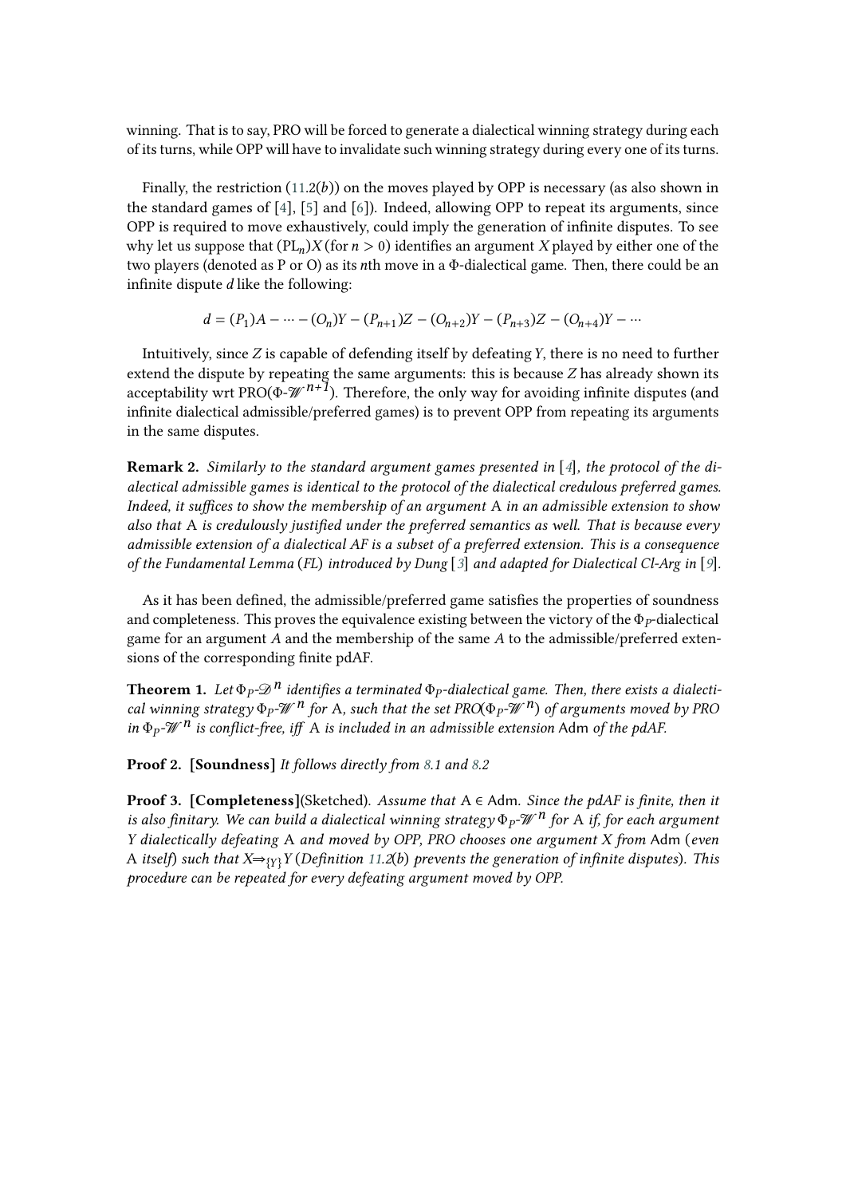winning. That is to say, PRO will be forced to generate a dialectical winning strategy during each of its turns, while OPP will have to invalidate such winning strategy during every one of its turns.

Finally, the restriction (11.2(*b*)) on the moves played by OPP is necessary (as also shown in the standard games of [4], [5] and [6]). Indeed, allowing OPP to repeat its arguments, since OPP is required to move exhaustively, could imply the generation of infinite disputes. To see why let us suppose that $(\mathrm{PL}_n)X$ (for $n > 0$) identifies an argument $X$ played by either one of the two players (denoted as P or O) as its $n$th move in a $\Phi$-dialectical game. Then, there could be an infinite dispute $d$ like the following:

$$d = (P_1)A - \cdots - (O_n)Y - (P_{n+1})Z - (O_{n+2})Y - (P_{n+3})Z - (O_{n+4})Y - \cdots$$

Intuitively, since $Z$ is capable of defending itself by defeating $Y$, there is no need to further extend the dispute by repeating the same arguments: this is because $Z$ has already shown its acceptability wrt PRO($\Phi$-$\mathscr{W}^{n+1}$). Therefore, the only way for avoiding infinite disputes (and infinite dialectical admissible/preferred games) is to prevent OPP from repeating its arguments in the same disputes.

**Remark 2.** *Similarly to the standard argument games presented in* [4], *the protocol of the dialectical admissible games is identical to the protocol of the dialectical credulous preferred games. Indeed, it suffices to show the membership of an argument* A *in an admissible extension to show also that* A *is credulously justified under the preferred semantics as well. That is because every admissible extension of a dialectical AF is a subset of a preferred extension. This is a consequence of the Fundamental Lemma* (*FL*) *introduced by Dung* [3] *and adapted for Dialectical Cl-Arg in* [9].

As it has been defined, the admissible/preferred game satisfies the properties of soundness and completeness. This proves the equivalence existing between the victory of the $\Phi_P$-dialectical game for an argument $A$ and the membership of the same $A$ to the admissible/preferred extensions of the corresponding finite pdAF.

**Theorem 1.** *Let* $\Phi_P$-$\mathscr{D}^n$ *identifies a terminated* $\Phi_P$*-dialectical game. Then, there exists a dialectical winning strategy* $\Phi_P$-$\mathscr{W}^n$ *for* A, *such that the set PRO*($\Phi_P$-$\mathscr{W}^n$) *of arguments moved by PRO in* $\Phi_P$-$\mathscr{W}^n$ *is conflict-free, iff* A *is included in an admissible extension* Adm *of the pdAF.*

**Proof 2. [Soundness]** *It follows directly from 8.1 and 8.2*

**Proof 3. [Completeness]**(Sketched). *Assume that* A ∈ Adm. *Since the pdAF is finite, then it is also finitary. We can build a dialectical winning strategy* $\Phi_P$-$\mathscr{W}^n$ *for* A *if, for each argument* $Y$ *dialectically defeating* A *and moved by OPP, PRO chooses one argument* $X$ *from* Adm (*even* A *itself*) *such that* $X \Rightarrow_{\{Y\}} Y$ (*Definition 11.2(b) prevents the generation of infinite disputes*). *This procedure can be repeated for every defeating argument moved by OPP.*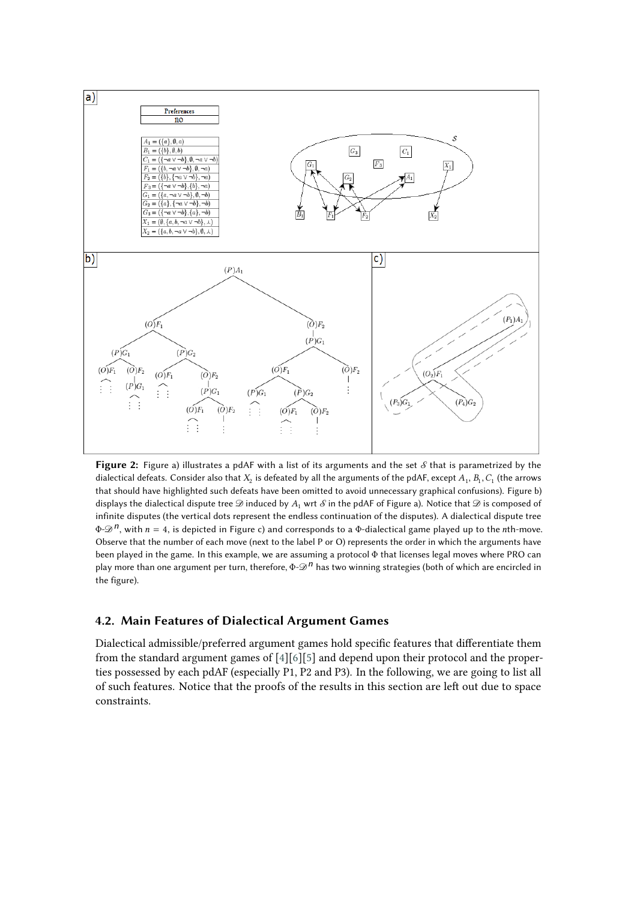**Figure 2:** Figure a) illustrates a pdAF with a list of its arguments and the set $\mathcal{S}$ that is parametrized by the dialectical defeats. Consider also that $X_2$ is defeated by all the arguments of the pdAF, except $A_1, B_1, C_1$ (the arrows that should have highlighted such defeats have been omitted to avoid unnecessary graphical confusions). Figure b) displays the dialectical dispute tree $\mathscr{D}$ induced by $A_1$ wrt $\mathcal{S}$ in the pdAF of Figure a). Notice that $\mathscr{D}$ is composed of infinite disputes (the vertical dots represent the endless continuation of the disputes). A dialectical dispute tree $\Phi$-$\mathscr{D}^n$, with $n = 4$, is depicted in Figure c) and corresponds to a $\Phi$-dialectical game played up to the $n$th-move. Observe that the number of each move (next to the label P or O) represents the order in which the arguments have been played in the game. In this example, we are assuming a protocol $\Phi$ that licenses legal moves where PRO can play more than one argument per turn, therefore, $\Phi$-$\mathscr{D}^n$ has two winning strategies (both of which are encircled in the figure).

## 4.2. Main Features of Dialectical Argument Games

Dialectical admissible/preferred argument games hold specific features that differentiate them from the standard argument games of [4][6][5] and depend upon their protocol and the properties possessed by each pdAF (especially P1, P2 and P3). In the following, we are going to list all of such features. Notice that the proofs of the results in this section are left out due to space constraints.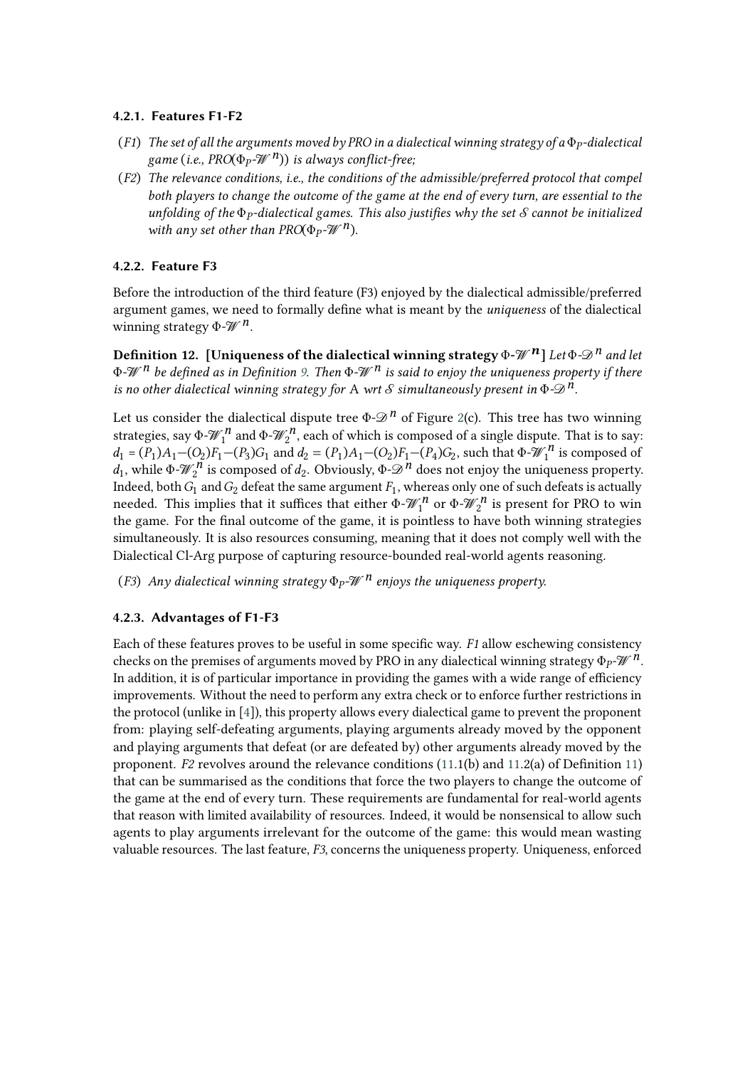#### 4.2.1. Features F1-F2

(*F1*) *The set of all the arguments moved by PRO in a dialectical winning strategy of a $\Phi_P$-dialectical game (i.e., PRO($\Phi_P$-$\mathscr{W}^n$)) is always conflict-free;*

(*F2*) *The relevance conditions, i.e., the conditions of the admissible/preferred protocol that compel both players to change the outcome of the game at the end of every turn, are essential to the unfolding of the $\Phi_P$-dialectical games. This also justifies why the set $\mathcal{S}$ cannot be initialized with any set other than PRO($\Phi_P$-$\mathscr{W}^n$).*

#### 4.2.2. Feature F3

Before the introduction of the third feature (F3) enjoyed by the dialectical admissible/preferred argument games, we need to formally define what is meant by the *uniqueness* of the dialectical winning strategy $\Phi$-$\mathscr{W}^n$.

**Definition 12. [Uniqueness of the dialectical winning strategy $\Phi$-$\mathscr{W}^n$]** *Let $\Phi$-$\mathscr{D}^n$ and let $\Phi$-$\mathscr{W}^n$ be defined as in Definition 9. Then $\Phi$-$\mathscr{W}^n$ is said to enjoy the uniqueness property if there is no other dialectical winning strategy for* A *wrt $\mathcal{S}$ simultaneously present in $\Phi$-$\mathscr{D}^n$.*

Let us consider the dialectical dispute tree $\Phi$-$\mathscr{D}^n$ of Figure 2(c). This tree has two winning strategies, say $\Phi$-$\mathscr{W}_1^n$ and $\Phi$-$\mathscr{W}_2^n$, each of which is composed of a single dispute. That is to say: $d_1 = (P_1)A_1 — (O_2)F_1 — (P_3)G_1$ and $d_2 = (P_1)A_1 — (O_2)F_1 — (P_4)G_2$, such that $\Phi$-$\mathscr{W}_1^n$ is composed of $d_1$, while $\Phi$-$\mathscr{W}_2^n$ is composed of $d_2$. Obviously, $\Phi$-$\mathscr{D}^n$ does not enjoy the uniqueness property. Indeed, both $G_1$ and $G_2$ defeat the same argument $F_1$, whereas only one of such defeats is actually needed. This implies that it suffices that either $\Phi$-$\mathscr{W}_1^n$ or $\Phi$-$\mathscr{W}_2^n$ is present for PRO to win the game. For the final outcome of the game, it is pointless to have both winning strategies simultaneously. It is also resources consuming, meaning that it does not comply well with the Dialectical Cl-Arg purpose of capturing resource-bounded real-world agents reasoning.

(*F3*) *Any dialectical winning strategy $\Phi_P$-$\mathscr{W}^n$ enjoys the uniqueness property.*

#### 4.2.3. Advantages of F1-F3

Each of these features proves to be useful in some specific way. *F1* allow eschewing consistency checks on the premises of arguments moved by PRO in any dialectical winning strategy $\Phi_P$-$\mathscr{W}^n$. In addition, it is of particular importance in providing the games with a wide range of efficiency improvements. Without the need to perform any extra check or to enforce further restrictions in the protocol (unlike in [4]), this property allows every dialectical game to prevent the proponent from: playing self-defeating arguments, playing arguments already moved by the opponent and playing arguments that defeat (or are defeated by) other arguments already moved by the proponent. *F2* revolves around the relevance conditions (11.1(b) and 11.2(a) of Definition 11) that can be summarised as the conditions that force the two players to change the outcome of the game at the end of every turn. These requirements are fundamental for real-world agents that reason with limited availability of resources. Indeed, it would be nonsensical to allow such agents to play arguments irrelevant for the outcome of the game: this would mean wasting valuable resources. The last feature, *F3*, concerns the uniqueness property. Uniqueness, enforced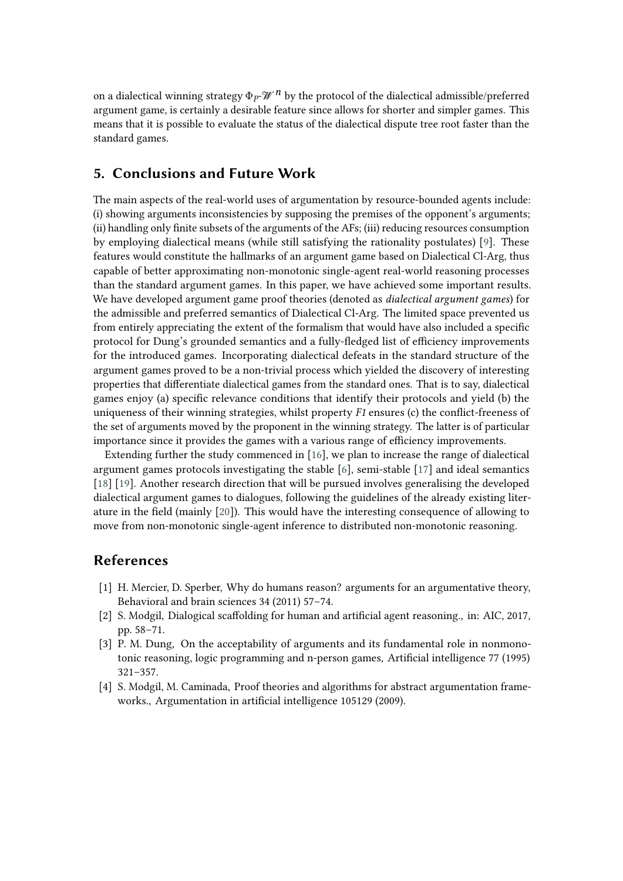on a dialectical winning strategy $\Phi_P$-$\mathscr{W}^n$ by the protocol of the dialectical admissible/preferred argument game, is certainly a desirable feature since allows for shorter and simpler games. This means that it is possible to evaluate the status of the dialectical dispute tree root faster than the standard games.

## 5. Conclusions and Future Work

The main aspects of the real-world uses of argumentation by resource-bounded agents include: (i) showing arguments inconsistencies by supposing the premises of the opponent's arguments; (ii) handling only finite subsets of the arguments of the AFs; (iii) reducing resources consumption by employing dialectical means (while still satisfying the rationality postulates) [9]. These features would constitute the hallmarks of an argument game based on Dialectical Cl-Arg, thus capable of better approximating non-monotonic single-agent real-world reasoning processes than the standard argument games. In this paper, we have achieved some important results. We have developed argument game proof theories (denoted as *dialectical argument games*) for the admissible and preferred semantics of Dialectical Cl-Arg. The limited space prevented us from entirely appreciating the extent of the formalism that would have also included a specific protocol for Dung's grounded semantics and a fully-fledged list of efficiency improvements for the introduced games. Incorporating dialectical defeats in the standard structure of the argument games proved to be a non-trivial process which yielded the discovery of interesting properties that differentiate dialectical games from the standard ones. That is to say, dialectical games enjoy (a) specific relevance conditions that identify their protocols and yield (b) the uniqueness of their winning strategies, whilst property *F1* ensures (c) the conflict-freeness of the set of arguments moved by the proponent in the winning strategy. The latter is of particular importance since it provides the games with a various range of efficiency improvements.

Extending further the study commenced in [16], we plan to increase the range of dialectical argument games protocols investigating the stable [6], semi-stable [17] and ideal semantics [18] [19]. Another research direction that will be pursued involves generalising the developed dialectical argument games to dialogues, following the guidelines of the already existing literature in the field (mainly [20]). This would have the interesting consequence of allowing to move from non-monotonic single-agent inference to distributed non-monotonic reasoning.

## References

[1] H. Mercier, D. Sperber, Why do humans reason? arguments for an argumentative theory, Behavioral and brain sciences 34 (2011) 57–74.

[2] S. Modgil, Dialogical scaffolding for human and artificial agent reasoning., in: AIC, 2017, pp. 58–71.

[3] P. M. Dung, On the acceptability of arguments and its fundamental role in nonmonotonic reasoning, logic programming and n-person games, Artificial intelligence 77 (1995) 321–357.

[4] S. Modgil, M. Caminada, Proof theories and algorithms for abstract argumentation frameworks., Argumentation in artificial intelligence 105129 (2009).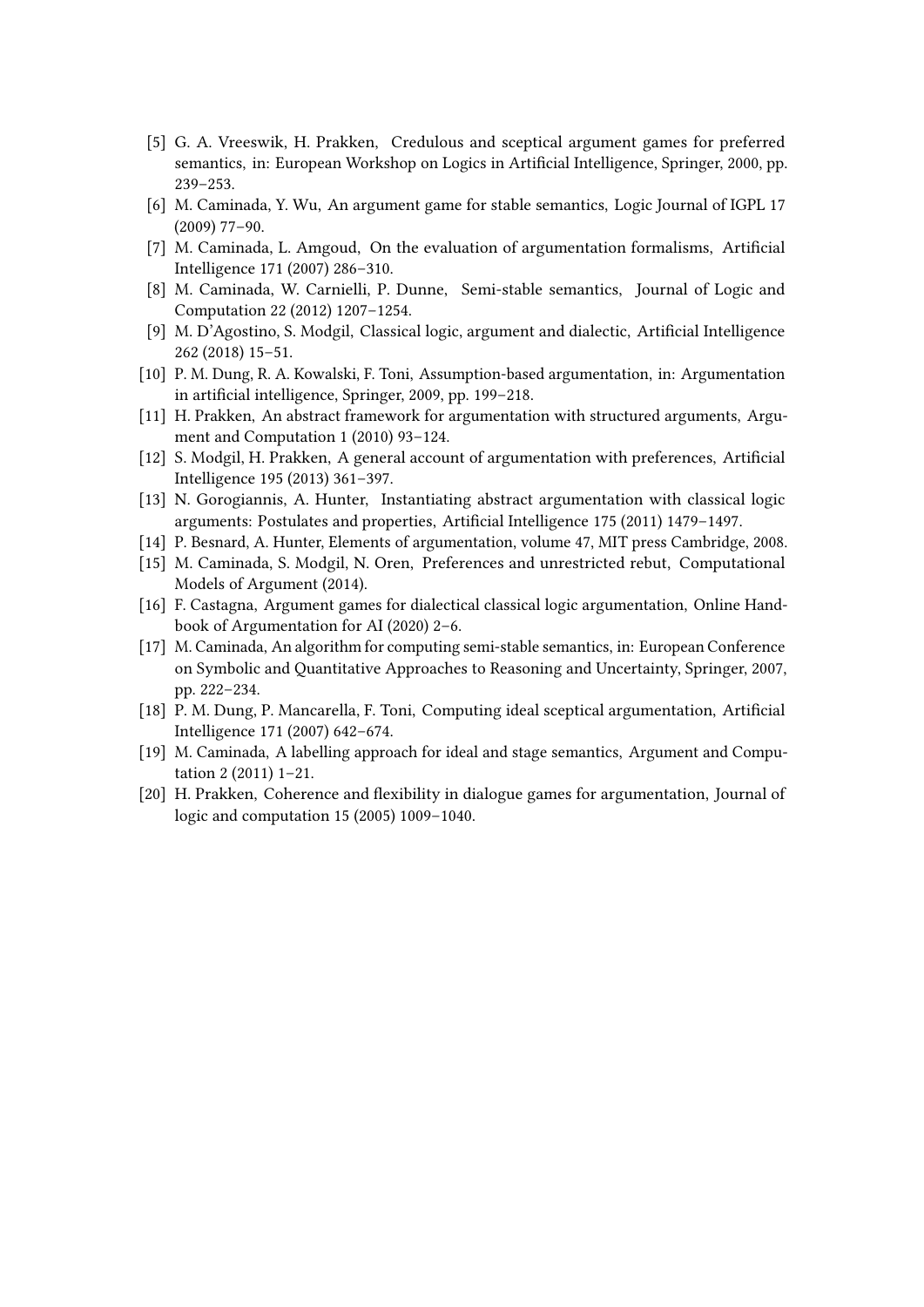[5] G. A. Vreeswik, H. Prakken, Credulous and sceptical argument games for preferred semantics, in: European Workshop on Logics in Artificial Intelligence, Springer, 2000, pp. 239–253.

[6] M. Caminada, Y. Wu, An argument game for stable semantics, Logic Journal of IGPL 17 (2009) 77–90.

[7] M. Caminada, L. Amgoud, On the evaluation of argumentation formalisms, Artificial Intelligence 171 (2007) 286–310.

[8] M. Caminada, W. Carnielli, P. Dunne, Semi-stable semantics, Journal of Logic and Computation 22 (2012) 1207–1254.

[9] M. D'Agostino, S. Modgil, Classical logic, argument and dialectic, Artificial Intelligence 262 (2018) 15–51.

[10] P. M. Dung, R. A. Kowalski, F. Toni, Assumption-based argumentation, in: Argumentation in artificial intelligence, Springer, 2009, pp. 199–218.

[11] H. Prakken, An abstract framework for argumentation with structured arguments, Argument and Computation 1 (2010) 93–124.

[12] S. Modgil, H. Prakken, A general account of argumentation with preferences, Artificial Intelligence 195 (2013) 361–397.

[13] N. Gorogiannis, A. Hunter, Instantiating abstract argumentation with classical logic arguments: Postulates and properties, Artificial Intelligence 175 (2011) 1479–1497.

[14] P. Besnard, A. Hunter, Elements of argumentation, volume 47, MIT press Cambridge, 2008.

[15] M. Caminada, S. Modgil, N. Oren, Preferences and unrestricted rebut, Computational Models of Argument (2014).

[16] F. Castagna, Argument games for dialectical classical logic argumentation, Online Handbook of Argumentation for AI (2020) 2–6.

[17] M. Caminada, An algorithm for computing semi-stable semantics, in: European Conference on Symbolic and Quantitative Approaches to Reasoning and Uncertainty, Springer, 2007, pp. 222–234.

[18] P. M. Dung, P. Mancarella, F. Toni, Computing ideal sceptical argumentation, Artificial Intelligence 171 (2007) 642–674.

[19] M. Caminada, A labelling approach for ideal and stage semantics, Argument and Computation 2 (2011) 1–21.

[20] H. Prakken, Coherence and flexibility in dialogue games for argumentation, Journal of logic and computation 15 (2005) 1009–1040.